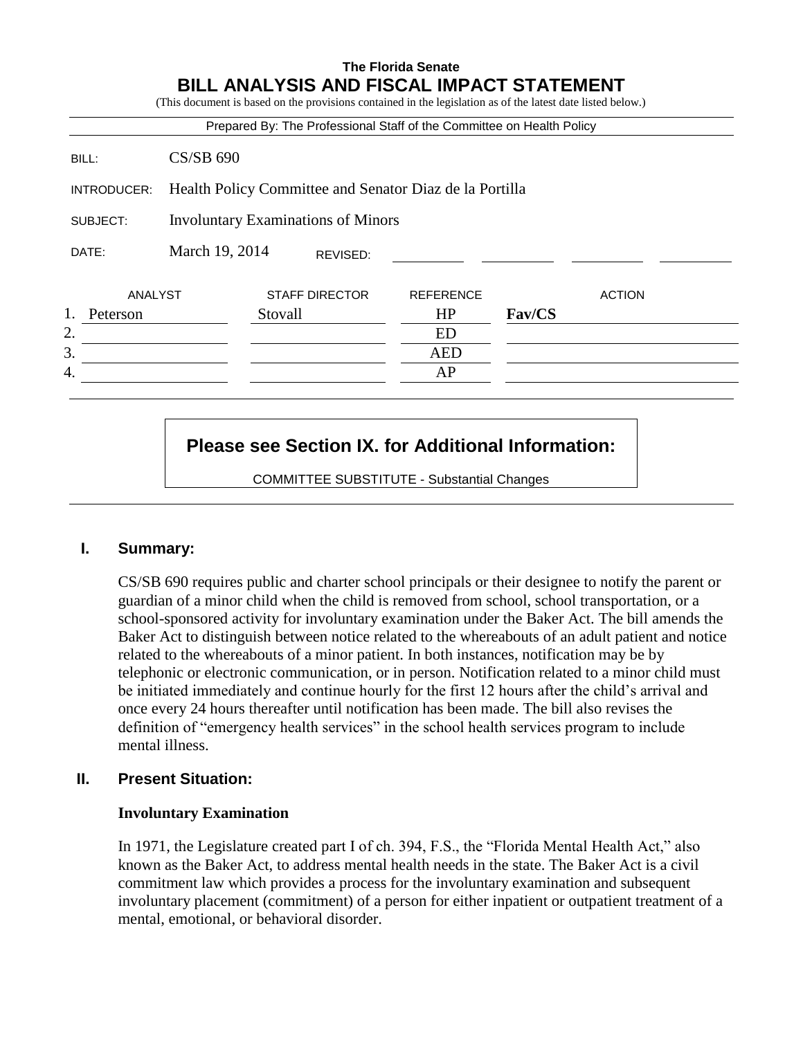**The Florida Senate**

# BILL ANALYSIS AND FISCAL IMPACT STATEMENT

(This document is based on the provisions contained in the legislation as of the latest date listed below.)

Prepared By: The Professional Staff of the Committee on Health Policy

| | |
|---|---|
| BILL: | CS/SB 690 |
| INTRODUCER: | Health Policy Committee and Senator Diaz de la Portilla |
| SUBJECT: | Involuntary Examinations of Minors |
| DATE: | March 19, 2014 REVISED: |

| | ANALYST | STAFF DIRECTOR | REFERENCE | ACTION |
|---|---|---|---|---|
| 1. | Peterson | Stovall | HP | **Fav/CS** |
| 2. | | | ED | |
| 3. | | | AED | |
| 4. | | | AP | |

**Please see Section IX. for Additional Information:**

COMMITTEE SUBSTITUTE - Substantial Changes

## I. Summary:

CS/SB 690 requires public and charter school principals or their designee to notify the parent or guardian of a minor child when the child is removed from school, school transportation, or a school-sponsored activity for involuntary examination under the Baker Act. The bill amends the Baker Act to distinguish between notice related to the whereabouts of an adult patient and notice related to the whereabouts of a minor patient. In both instances, notification may be by telephonic or electronic communication, or in person. Notification related to a minor child must be initiated immediately and continue hourly for the first 12 hours after the child's arrival and once every 24 hours thereafter until notification has been made. The bill also revises the definition of "emergency health services" in the school health services program to include mental illness.

## II. Present Situation:

### Involuntary Examination

In 1971, the Legislature created part I of ch. 394, F.S., the "Florida Mental Health Act," also known as the Baker Act, to address mental health needs in the state. The Baker Act is a civil commitment law which provides a process for the involuntary examination and subsequent involuntary placement (commitment) of a person for either inpatient or outpatient treatment of a mental, emotional, or behavioral disorder.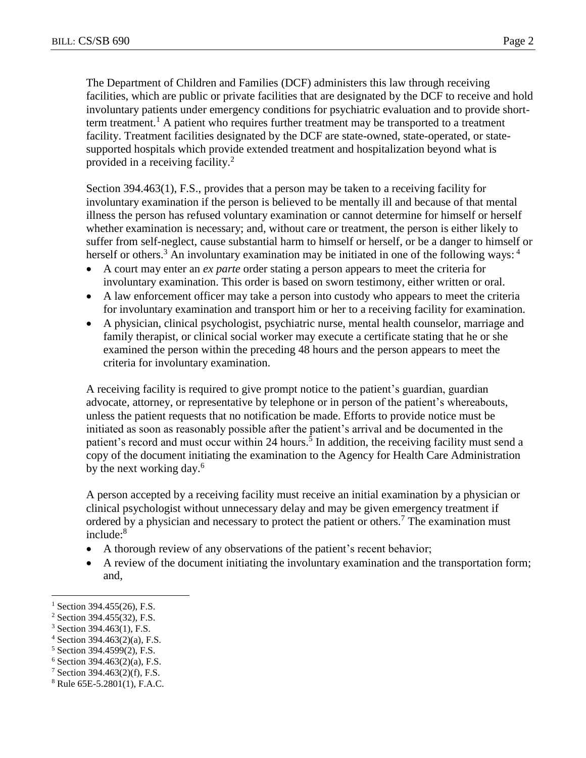The Department of Children and Families (DCF) administers this law through receiving facilities, which are public or private facilities that are designated by the DCF to receive and hold involuntary patients under emergency conditions for psychiatric evaluation and to provide short-term treatment.[1] A patient who requires further treatment may be transported to a treatment facility. Treatment facilities designated by the DCF are state-owned, state-operated, or state-supported hospitals which provide extended treatment and hospitalization beyond what is provided in a receiving facility.[2]

Section 394.463(1), F.S., provides that a person may be taken to a receiving facility for involuntary examination if the person is believed to be mentally ill and because of that mental illness the person has refused voluntary examination or cannot determine for himself or herself whether examination is necessary; and, without care or treatment, the person is either likely to suffer from self-neglect, cause substantial harm to himself or herself, or be a danger to himself or herself or others.[3] An involuntary examination may be initiated in one of the following ways:[4]

- A court may enter an *ex parte* order stating a person appears to meet the criteria for involuntary examination. This order is based on sworn testimony, either written or oral.
- A law enforcement officer may take a person into custody who appears to meet the criteria for involuntary examination and transport him or her to a receiving facility for examination.
- A physician, clinical psychologist, psychiatric nurse, mental health counselor, marriage and family therapist, or clinical social worker may execute a certificate stating that he or she examined the person within the preceding 48 hours and the person appears to meet the criteria for involuntary examination.

A receiving facility is required to give prompt notice to the patient's guardian, guardian advocate, attorney, or representative by telephone or in person of the patient's whereabouts, unless the patient requests that no notification be made. Efforts to provide notice must be initiated as soon as reasonably possible after the patient's arrival and be documented in the patient's record and must occur within 24 hours.[5] In addition, the receiving facility must send a copy of the document initiating the examination to the Agency for Health Care Administration by the next working day.[6]

A person accepted by a receiving facility must receive an initial examination by a physician or clinical psychologist without unnecessary delay and may be given emergency treatment if ordered by a physician and necessary to protect the patient or others.[7] The examination must include:[8]

- A thorough review of any observations of the patient's recent behavior;
- A review of the document initiating the involuntary examination and the transportation form; and,

---

[1] Section 394.455(26), F.S.
[2] Section 394.455(32), F.S.
[3] Section 394.463(1), F.S.
[4] Section 394.463(2)(a), F.S.
[5] Section 394.4599(2), F.S.
[6] Section 394.463(2)(a), F.S.
[7] Section 394.463(2)(f), F.S.
[8] Rule 65E-5.2801(1), F.A.C.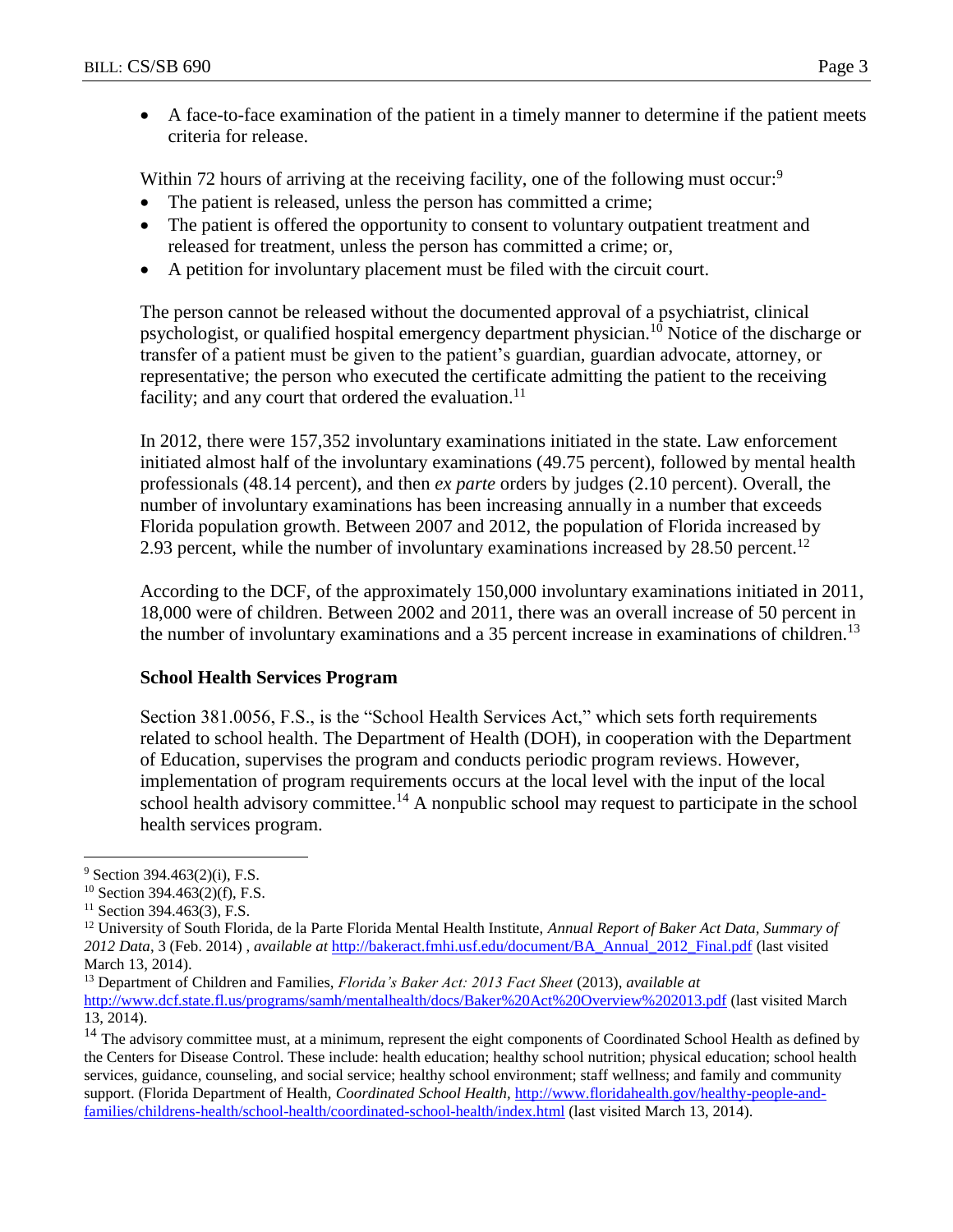- A face-to-face examination of the patient in a timely manner to determine if the patient meets criteria for release.

Within 72 hours of arriving at the receiving facility, one of the following must occur:[9]

- The patient is released, unless the person has committed a crime;
- The patient is offered the opportunity to consent to voluntary outpatient treatment and released for treatment, unless the person has committed a crime; or,
- A petition for involuntary placement must be filed with the circuit court.

The person cannot be released without the documented approval of a psychiatrist, clinical psychologist, or qualified hospital emergency department physician.[10] Notice of the discharge or transfer of a patient must be given to the patient's guardian, guardian advocate, attorney, or representative; the person who executed the certificate admitting the patient to the receiving facility; and any court that ordered the evaluation.[11]

In 2012, there were 157,352 involuntary examinations initiated in the state. Law enforcement initiated almost half of the involuntary examinations (49.75 percent), followed by mental health professionals (48.14 percent), and then *ex parte* orders by judges (2.10 percent). Overall, the number of involuntary examinations has been increasing annually in a number that exceeds Florida population growth. Between 2007 and 2012, the population of Florida increased by 2.93 percent, while the number of involuntary examinations increased by 28.50 percent.[12]

According to the DCF, of the approximately 150,000 involuntary examinations initiated in 2011, 18,000 were of children. Between 2002 and 2011, there was an overall increase of 50 percent in the number of involuntary examinations and a 35 percent increase in examinations of children.[13]

**School Health Services Program**

Section 381.0056, F.S., is the "School Health Services Act," which sets forth requirements related to school health. The Department of Health (DOH), in cooperation with the Department of Education, supervises the program and conducts periodic program reviews. However, implementation of program requirements occurs at the local level with the input of the local school health advisory committee.[14] A nonpublic school may request to participate in the school health services program.

---

[9] Section 394.463(2)(i), F.S.

[10] Section 394.463(2)(f), F.S.

[11] Section 394.463(3), F.S.

[12] University of South Florida, de la Parte Florida Mental Health Institute, *Annual Report of Baker Act Data, Summary of 2012 Data*, 3 (Feb. 2014) , *available at* http://bakeract.fmhi.usf.edu/document/BA_Annual_2012_Final.pdf (last visited March 13, 2014).

[13] Department of Children and Families, *Florida's Baker Act: 2013 Fact Sheet* (2013), *available at* http://www.dcf.state.fl.us/programs/samh/mentalhealth/docs/Baker%20Act%20Overview%202013.pdf (last visited March 13, 2014).

[14] The advisory committee must, at a minimum, represent the eight components of Coordinated School Health as defined by the Centers for Disease Control. These include: health education; healthy school nutrition; physical education; school health services, guidance, counseling, and social service; healthy school environment; staff wellness; and family and community support. (Florida Department of Health, *Coordinated School Health*, http://www.floridahealth.gov/healthy-people-and-families/childrens-health/school-health/coordinated-school-health/index.html (last visited March 13, 2014).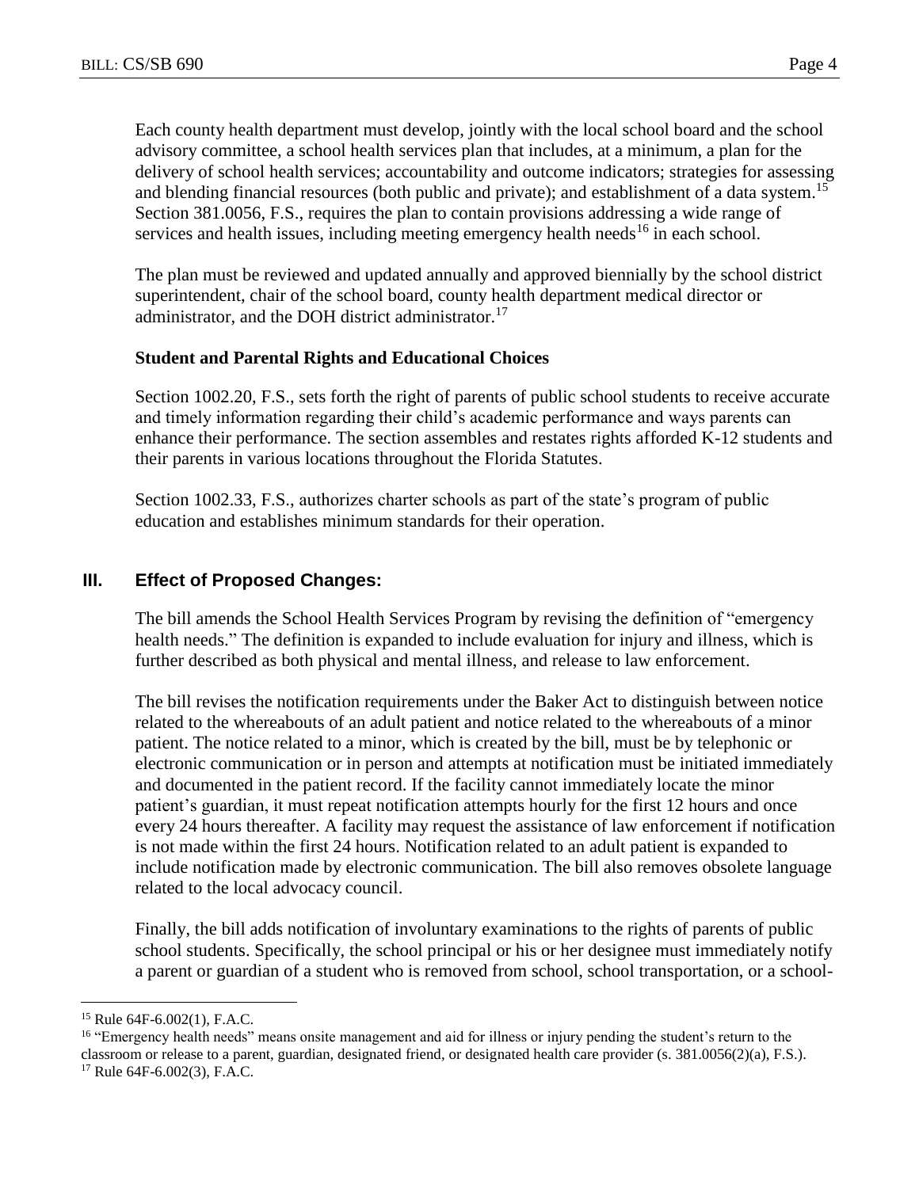Each county health department must develop, jointly with the local school board and the school advisory committee, a school health services plan that includes, at a minimum, a plan for the delivery of school health services; accountability and outcome indicators; strategies for assessing and blending financial resources (both public and private); and establishment of a data system.[15] Section 381.0056, F.S., requires the plan to contain provisions addressing a wide range of services and health issues, including meeting emergency health needs[16] in each school.

The plan must be reviewed and updated annually and approved biennially by the school district superintendent, chair of the school board, county health department medical director or administrator, and the DOH district administrator.[17]

### Student and Parental Rights and Educational Choices

Section 1002.20, F.S., sets forth the right of parents of public school students to receive accurate and timely information regarding their child's academic performance and ways parents can enhance their performance. The section assembles and restates rights afforded K-12 students and their parents in various locations throughout the Florida Statutes.

Section 1002.33, F.S., authorizes charter schools as part of the state's program of public education and establishes minimum standards for their operation.

## III. Effect of Proposed Changes:

The bill amends the School Health Services Program by revising the definition of "emergency health needs." The definition is expanded to include evaluation for injury and illness, which is further described as both physical and mental illness, and release to law enforcement.

The bill revises the notification requirements under the Baker Act to distinguish between notice related to the whereabouts of an adult patient and notice related to the whereabouts of a minor patient. The notice related to a minor, which is created by the bill, must be by telephonic or electronic communication or in person and attempts at notification must be initiated immediately and documented in the patient record. If the facility cannot immediately locate the minor patient's guardian, it must repeat notification attempts hourly for the first 12 hours and once every 24 hours thereafter. A facility may request the assistance of law enforcement if notification is not made within the first 24 hours. Notification related to an adult patient is expanded to include notification made by electronic communication. The bill also removes obsolete language related to the local advocacy council.

Finally, the bill adds notification of involuntary examinations to the rights of parents of public school students. Specifically, the school principal or his or her designee must immediately notify a parent or guardian of a student who is removed from school, school transportation, or a school-

---

[15] Rule 64F-6.002(1), F.A.C.

[16] "Emergency health needs" means onsite management and aid for illness or injury pending the student's return to the classroom or release to a parent, guardian, designated friend, or designated health care provider (s. 381.0056(2)(a), F.S.).

[17] Rule 64F-6.002(3), F.A.C.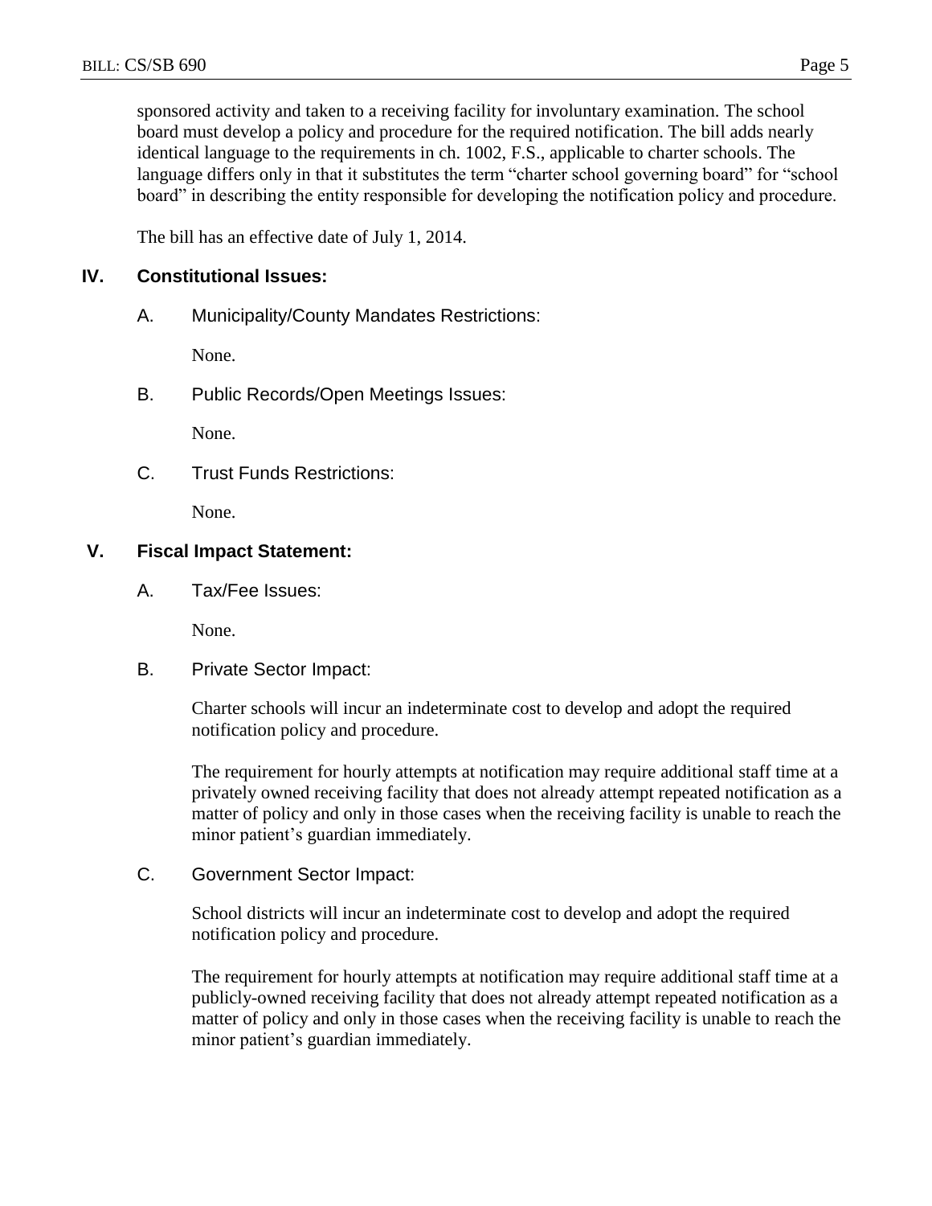sponsored activity and taken to a receiving facility for involuntary examination. The school board must develop a policy and procedure for the required notification. The bill adds nearly identical language to the requirements in ch. 1002, F.S., applicable to charter schools. The language differs only in that it substitutes the term “charter school governing board” for “school board” in describing the entity responsible for developing the notification policy and procedure.

The bill has an effective date of July 1, 2014.

## IV. Constitutional Issues:

### A. Municipality/County Mandates Restrictions:

None.

### B. Public Records/Open Meetings Issues:

None.

### C. Trust Funds Restrictions:

None.

## V. Fiscal Impact Statement:

### A. Tax/Fee Issues:

None.

### B. Private Sector Impact:

Charter schools will incur an indeterminate cost to develop and adopt the required notification policy and procedure.

The requirement for hourly attempts at notification may require additional staff time at a privately owned receiving facility that does not already attempt repeated notification as a matter of policy and only in those cases when the receiving facility is unable to reach the minor patient’s guardian immediately.

### C. Government Sector Impact:

School districts will incur an indeterminate cost to develop and adopt the required notification policy and procedure.

The requirement for hourly attempts at notification may require additional staff time at a publicly-owned receiving facility that does not already attempt repeated notification as a matter of policy and only in those cases when the receiving facility is unable to reach the minor patient’s guardian immediately.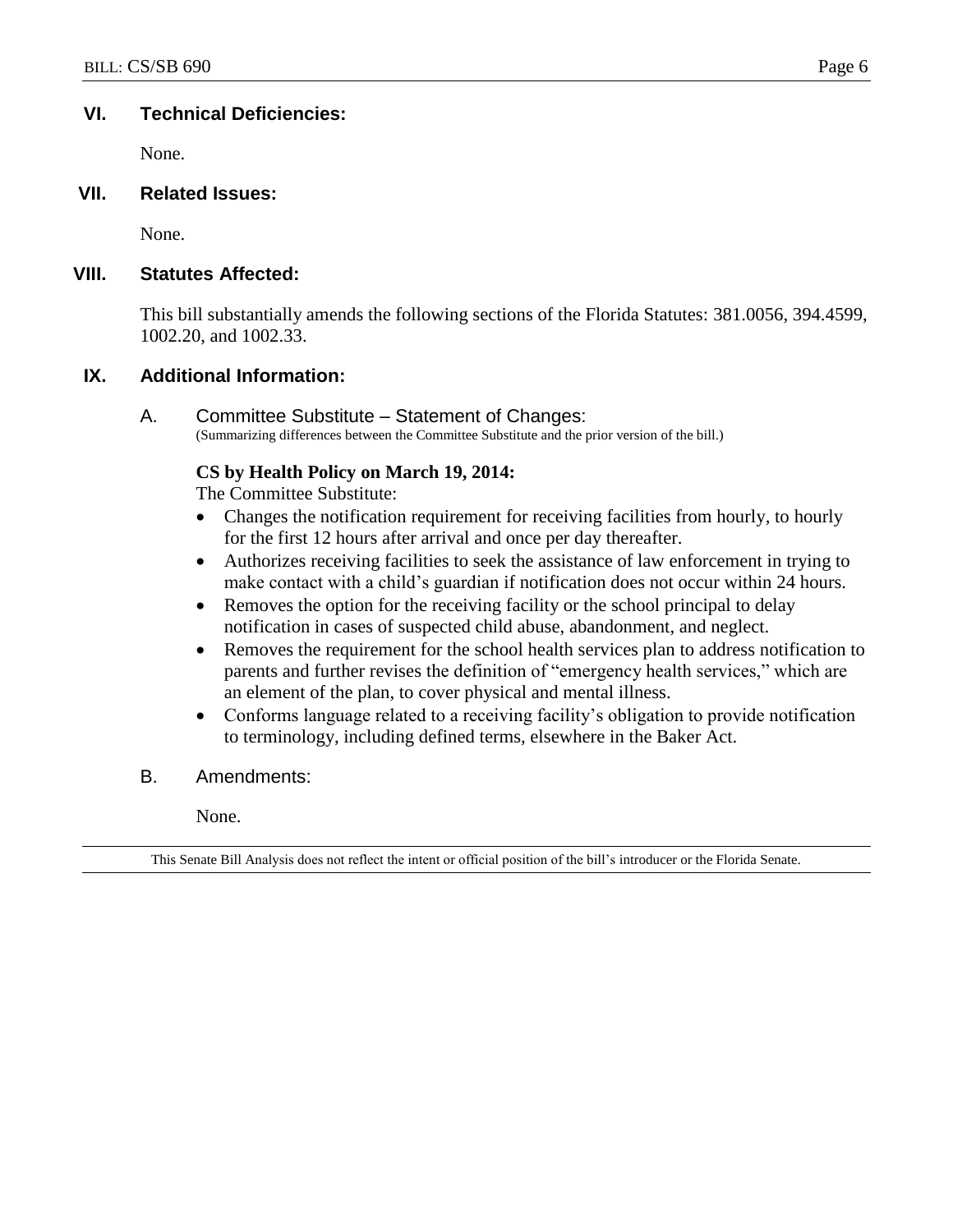## VI. Technical Deficiencies:

None.

## VII. Related Issues:

None.

## VIII. Statutes Affected:

This bill substantially amends the following sections of the Florida Statutes: 381.0056, 394.4599, 1002.20, and 1002.33.

## IX. Additional Information:

### A. Committee Substitute – Statement of Changes:

(Summarizing differences between the Committee Substitute and the prior version of the bill.)

**CS by Health Policy on March 19, 2014:**

The Committee Substitute:

- Changes the notification requirement for receiving facilities from hourly, to hourly for the first 12 hours after arrival and once per day thereafter.
- Authorizes receiving facilities to seek the assistance of law enforcement in trying to make contact with a child's guardian if notification does not occur within 24 hours.
- Removes the option for the receiving facility or the school principal to delay notification in cases of suspected child abuse, abandonment, and neglect.
- Removes the requirement for the school health services plan to address notification to parents and further revises the definition of "emergency health services," which are an element of the plan, to cover physical and mental illness.
- Conforms language related to a receiving facility's obligation to provide notification to terminology, including defined terms, elsewhere in the Baker Act.

### B. Amendments:

None.

This Senate Bill Analysis does not reflect the intent or official position of the bill's introducer or the Florida Senate.